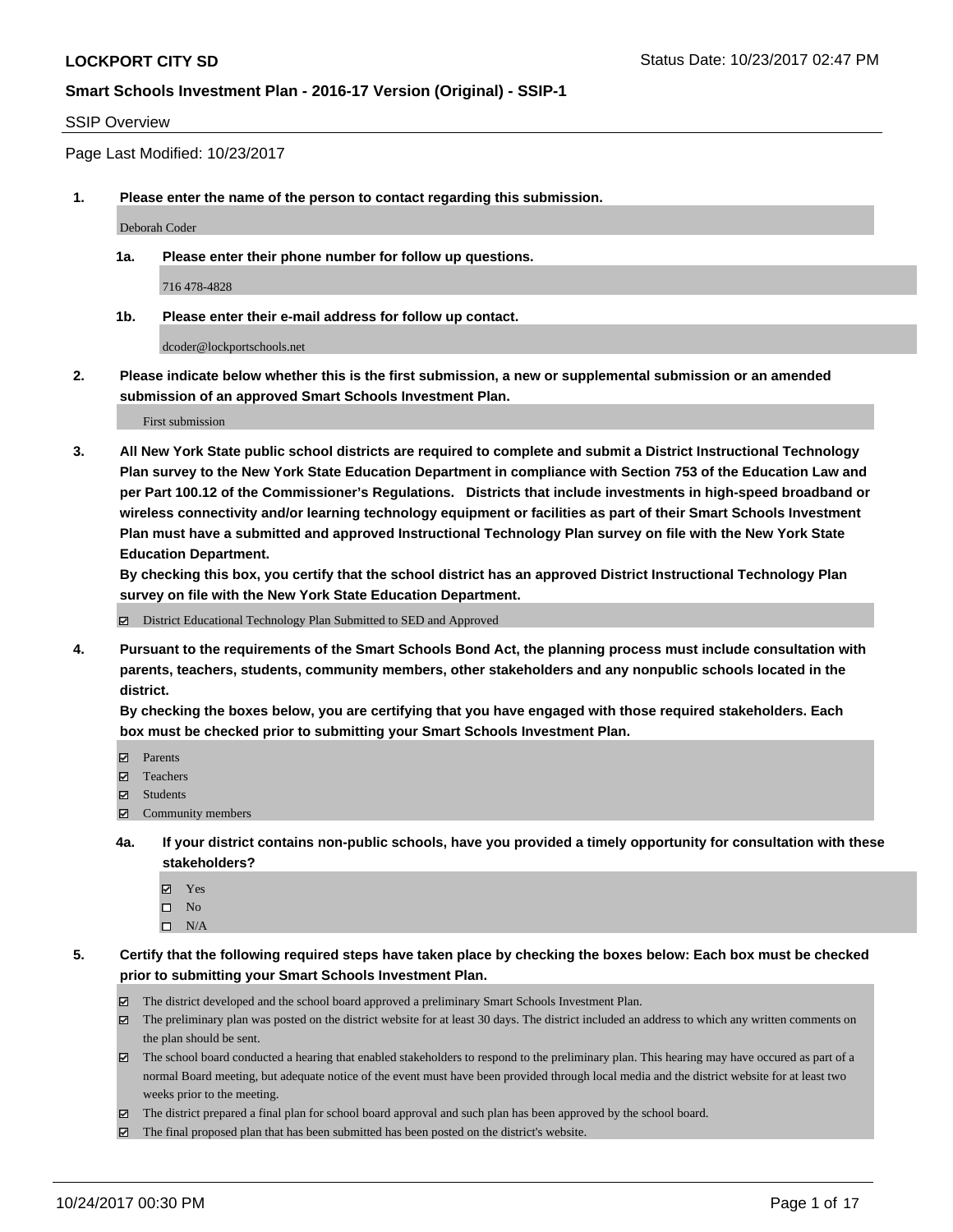**LOCKPORT CITY SD** Status Date: 10/23/2017 02:47 PM

**Smart Schools Investment Plan - 2016-17 Version (Original) - SSIP-1**

SSIP Overview

Page Last Modified: 10/23/2017

**1. Please enter the name of the person to contact regarding this submission.**

Deborah Coder

**1a. Please enter their phone number for follow up questions.**

716 478-4828

**1b. Please enter their e-mail address for follow up contact.**

dcoder@lockportschools.net

**2. Please indicate below whether this is the first submission, a new or supplemental submission or an amended submission of an approved Smart Schools Investment Plan.**

First submission

**3. All New York State public school districts are required to complete and submit a District Instructional Technology Plan survey to the New York State Education Department in compliance with Section 753 of the Education Law and per Part 100.12 of the Commissioner's Regulations. Districts that include investments in high-speed broadband or wireless connectivity and/or learning technology equipment or facilities as part of their Smart Schools Investment Plan must have a submitted and approved Instructional Technology Plan survey on file with the New York State Education Department.**
**By checking this box, you certify that the school district has an approved District Instructional Technology Plan survey on file with the New York State Education Department.**

- [x] District Educational Technology Plan Submitted to SED and Approved

**4. Pursuant to the requirements of the Smart Schools Bond Act, the planning process must include consultation with parents, teachers, students, community members, other stakeholders and any nonpublic schools located in the district.**
**By checking the boxes below, you are certifying that you have engaged with those required stakeholders. Each box must be checked prior to submitting your Smart Schools Investment Plan.**

- [x] Parents
- [x] Teachers
- [x] Students
- [x] Community members

**4a. If your district contains non-public schools, have you provided a timely opportunity for consultation with these stakeholders?**

- [x] Yes
- [ ] No
- [ ] N/A

**5. Certify that the following required steps have taken place by checking the boxes below: Each box must be checked prior to submitting your Smart Schools Investment Plan.**

- [x] The district developed and the school board approved a preliminary Smart Schools Investment Plan.
- [x] The preliminary plan was posted on the district website for at least 30 days. The district included an address to which any written comments on the plan should be sent.
- [x] The school board conducted a hearing that enabled stakeholders to respond to the preliminary plan. This hearing may have occured as part of a normal Board meeting, but adequate notice of the event must have been provided through local media and the district website for at least two weeks prior to the meeting.
- [x] The district prepared a final plan for school board approval and such plan has been approved by the school board.
- [x] The final proposed plan that has been submitted has been posted on the district's website.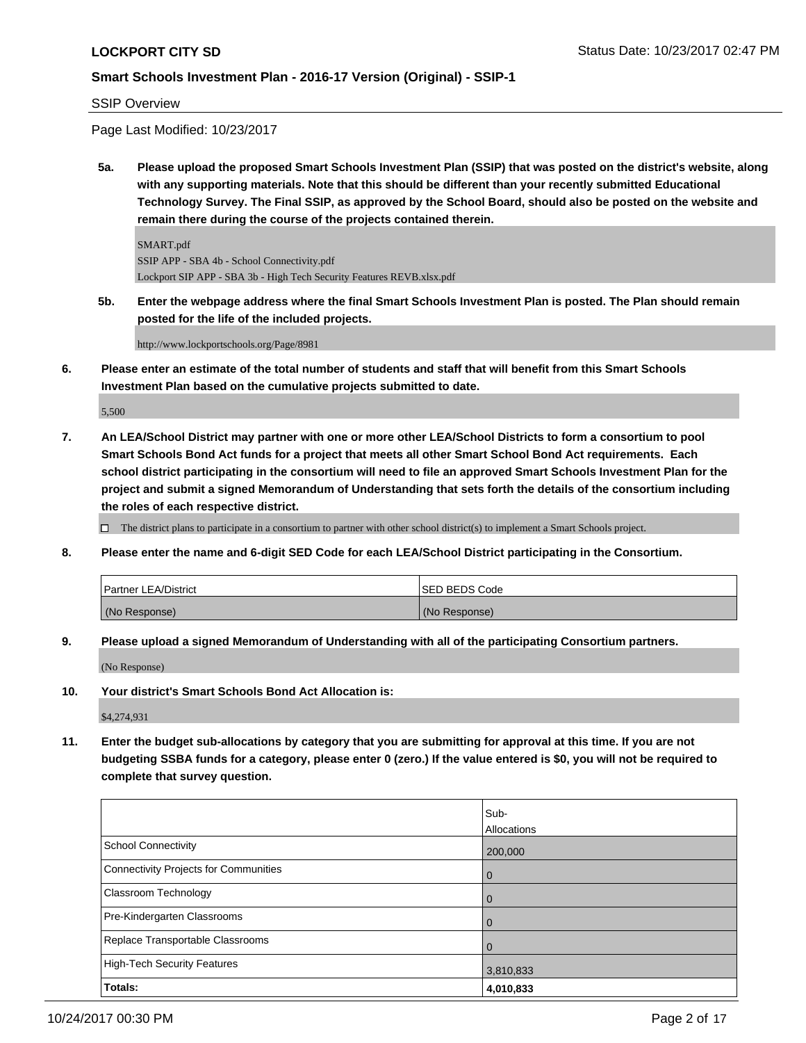SSIP Overview

Page Last Modified: 10/23/2017

**5a. Please upload the proposed Smart Schools Investment Plan (SSIP) that was posted on the district's website, along with any supporting materials. Note that this should be different than your recently submitted Educational Technology Survey. The Final SSIP, as approved by the School Board, should also be posted on the website and remain there during the course of the projects contained therein.**

SMART.pdf
SSIP APP - SBA 4b - School Connectivity.pdf
Lockport SIP APP - SBA 3b - High Tech Security Features REVB.xlsx.pdf

**5b. Enter the webpage address where the final Smart Schools Investment Plan is posted. The Plan should remain posted for the life of the included projects.**

http://www.lockportschools.org/Page/8981

**6. Please enter an estimate of the total number of students and staff that will benefit from this Smart Schools Investment Plan based on the cumulative projects submitted to date.**

5,500

**7. An LEA/School District may partner with one or more other LEA/School Districts to form a consortium to pool Smart Schools Bond Act funds for a project that meets all other Smart School Bond Act requirements. Each school district participating in the consortium will need to file an approved Smart Schools Investment Plan for the project and submit a signed Memorandum of Understanding that sets forth the details of the consortium including the roles of each respective district.**

☐ The district plans to participate in a consortium to partner with other school district(s) to implement a Smart Schools project.

**8. Please enter the name and 6-digit SED Code for each LEA/School District participating in the Consortium.**

| Partner LEA/District | SED BEDS Code |
|---|---|
| (No Response) | (No Response) |

**9. Please upload a signed Memorandum of Understanding with all of the participating Consortium partners.**

(No Response)

**10. Your district's Smart Schools Bond Act Allocation is:**

$4,274,931

**11. Enter the budget sub-allocations by category that you are submitting for approval at this time. If you are not budgeting SSBA funds for a category, please enter 0 (zero.) If the value entered is $0, you will not be required to complete that survey question.**

| | Sub-Allocations |
|---|---|
| School Connectivity | 200,000 |
| Connectivity Projects for Communities | 0 |
| Classroom Technology | 0 |
| Pre-Kindergarten Classrooms | 0 |
| Replace Transportable Classrooms | 0 |
| High-Tech Security Features | 3,810,833 |
| **Totals:** | **4,010,833** |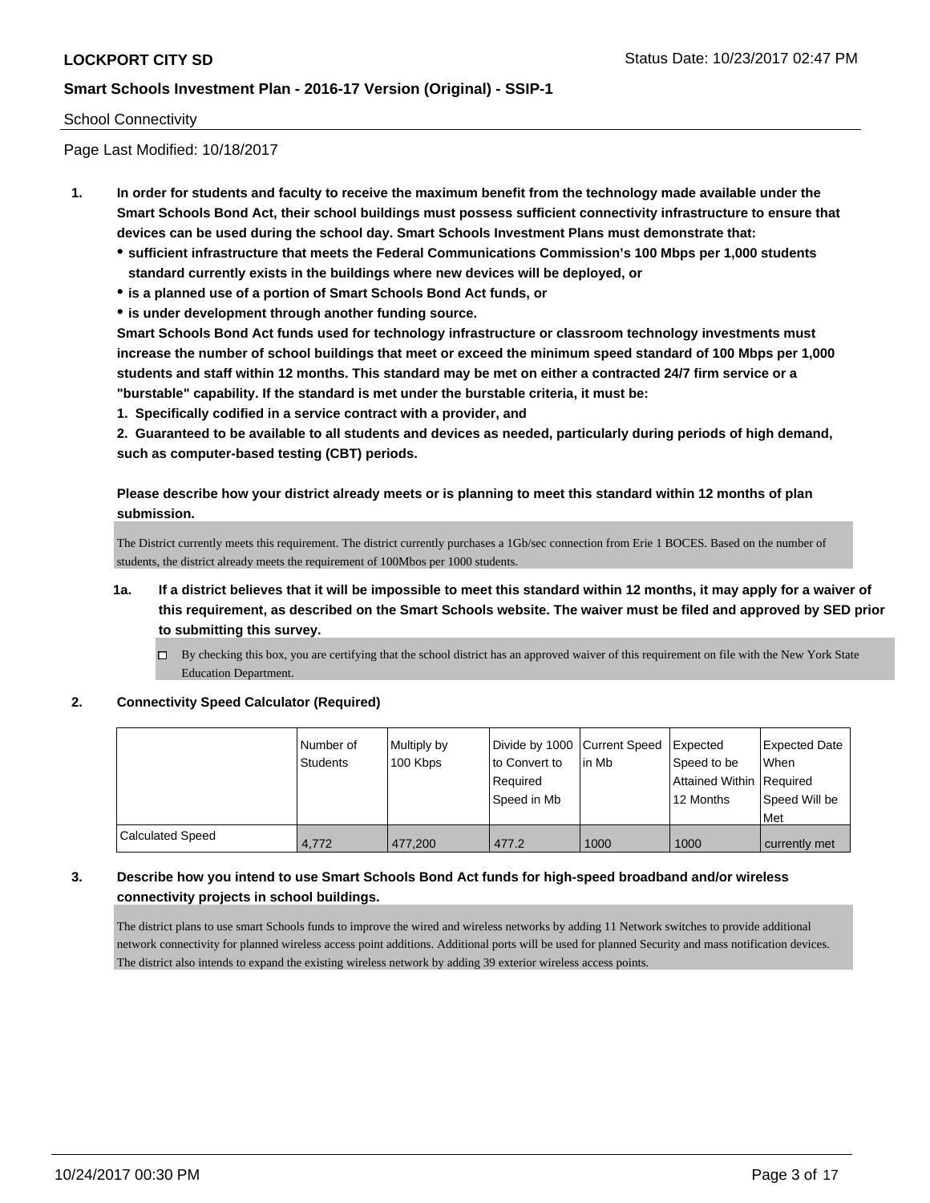School Connectivity

Page Last Modified: 10/18/2017

1. **In order for students and faculty to receive the maximum benefit from the technology made available under the Smart Schools Bond Act, their school buildings must possess sufficient connectivity infrastructure to ensure that devices can be used during the school day. Smart Schools Investment Plans must demonstrate that:**
   - **sufficient infrastructure that meets the Federal Communications Commission's 100 Mbps per 1,000 students standard currently exists in the buildings where new devices will be deployed, or**
   - **is a planned use of a portion of Smart Schools Bond Act funds, or**
   - **is under development through another funding source.**

   **Smart Schools Bond Act funds used for technology infrastructure or classroom technology investments must increase the number of school buildings that meet or exceed the minimum speed standard of 100 Mbps per 1,000 students and staff within 12 months. This standard may be met on either a contracted 24/7 firm service or a "burstable" capability. If the standard is met under the burstable criteria, it must be:**

   **1. Specifically codified in a service contract with a provider, and**

   **2. Guaranteed to be available to all students and devices as needed, particularly during periods of high demand, such as computer-based testing (CBT) periods.**

   **Please describe how your district already meets or is planning to meet this standard within 12 months of plan submission.**

   The District currently meets this requirement. The district currently purchases a 1Gb/sec connection from Erie 1 BOCES. Based on the number of students, the district already meets the requirement of 100Mbos per 1000 students.

   1a. **If a district believes that it will be impossible to meet this standard within 12 months, it may apply for a waiver of this requirement, as described on the Smart Schools website. The waiver must be filed and approved by SED prior to submitting this survey.**

   ☐ By checking this box, you are certifying that the school district has an approved waiver of this requirement on file with the New York State Education Department.

2. **Connectivity Speed Calculator (Required)**

| | Number of Students | Multiply by 100 Kbps | Divide by 1000 to Convert to Required Speed in Mb | Current Speed in Mb | Expected Speed to be Attained Within 12 Months | Expected Date When Required Speed Will be Met |
|---|---|---|---|---|---|---|
| Calculated Speed | 4,772 | 477,200 | 477.2 | 1000 | 1000 | currently met |

3. **Describe how you intend to use Smart Schools Bond Act funds for high-speed broadband and/or wireless connectivity projects in school buildings.**

   The district plans to use smart Schools funds to improve the wired and wireless networks by adding 11 Network switches to provide additional network connectivity for planned wireless access point additions. Additional ports will be used for planned Security and mass notification devices. The district also intends to expand the existing wireless network by adding 39 exterior wireless access points.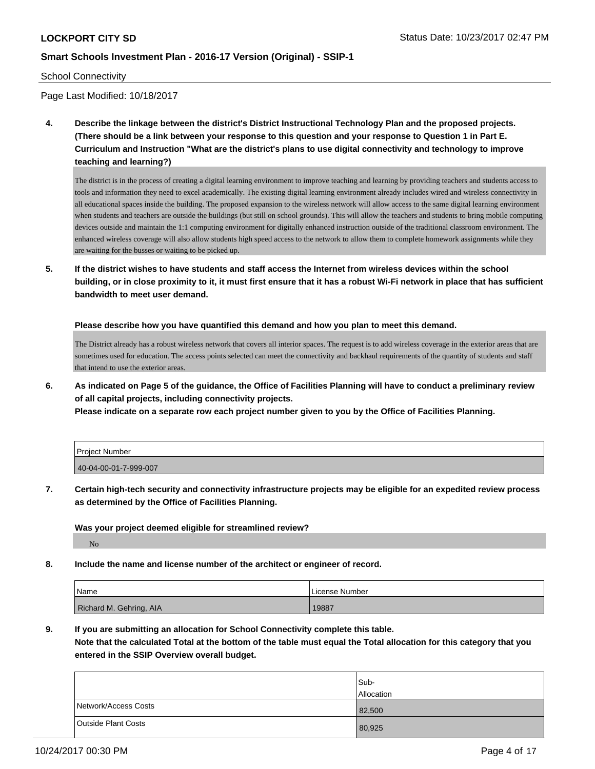School Connectivity

Page Last Modified: 10/18/2017

**4. Describe the linkage between the district's District Instructional Technology Plan and the proposed projects. (There should be a link between your response to this question and your response to Question 1 in Part E. Curriculum and Instruction "What are the district's plans to use digital connectivity and technology to improve teaching and learning?)**

The district is in the process of creating a digital learning environment to improve teaching and learning by providing teachers and students access to tools and information they need to excel academically. The existing digital learning environment already includes wired and wireless connectivity in all educational spaces inside the building. The proposed expansion to the wireless network will allow access to the same digital learning environment when students and teachers are outside the buildings (but still on school grounds). This will allow the teachers and students to bring mobile computing devices outside and maintain the 1:1 computing environment for digitally enhanced instruction outside of the traditional classroom environment. The enhanced wireless coverage will also allow students high speed access to the network to allow them to complete homework assignments while they are waiting for the busses or waiting to be picked up.

**5. If the district wishes to have students and staff access the Internet from wireless devices within the school building, or in close proximity to it, it must first ensure that it has a robust Wi-Fi network in place that has sufficient bandwidth to meet user demand.**

**Please describe how you have quantified this demand and how you plan to meet this demand.**

The District already has a robust wireless network that covers all interior spaces. The request is to add wireless coverage in the exterior areas that are sometimes used for education. The access points selected can meet the connectivity and backhaul requirements of the quantity of students and staff that intend to use the exterior areas.

**6. As indicated on Page 5 of the guidance, the Office of Facilities Planning will have to conduct a preliminary review of all capital projects, including connectivity projects.**
**Please indicate on a separate row each project number given to you by the Office of Facilities Planning.**

| Project Number |
|---|
| 40-04-00-01-7-999-007 |

**7. Certain high-tech security and connectivity infrastructure projects may be eligible for an expedited review process as determined by the Office of Facilities Planning.**

**Was your project deemed eligible for streamlined review?**

No

**8. Include the name and license number of the architect or engineer of record.**

| Name | License Number |
|---|---|
| Richard M. Gehring, AIA | 19887 |

**9. If you are submitting an allocation for School Connectivity complete this table.**
**Note that the calculated Total at the bottom of the table must equal the Total allocation for this category that you entered in the SSIP Overview overall budget.**

| | Sub-Allocation |
|---|---|
| Network/Access Costs | 82,500 |
| Outside Plant Costs | 80,925 |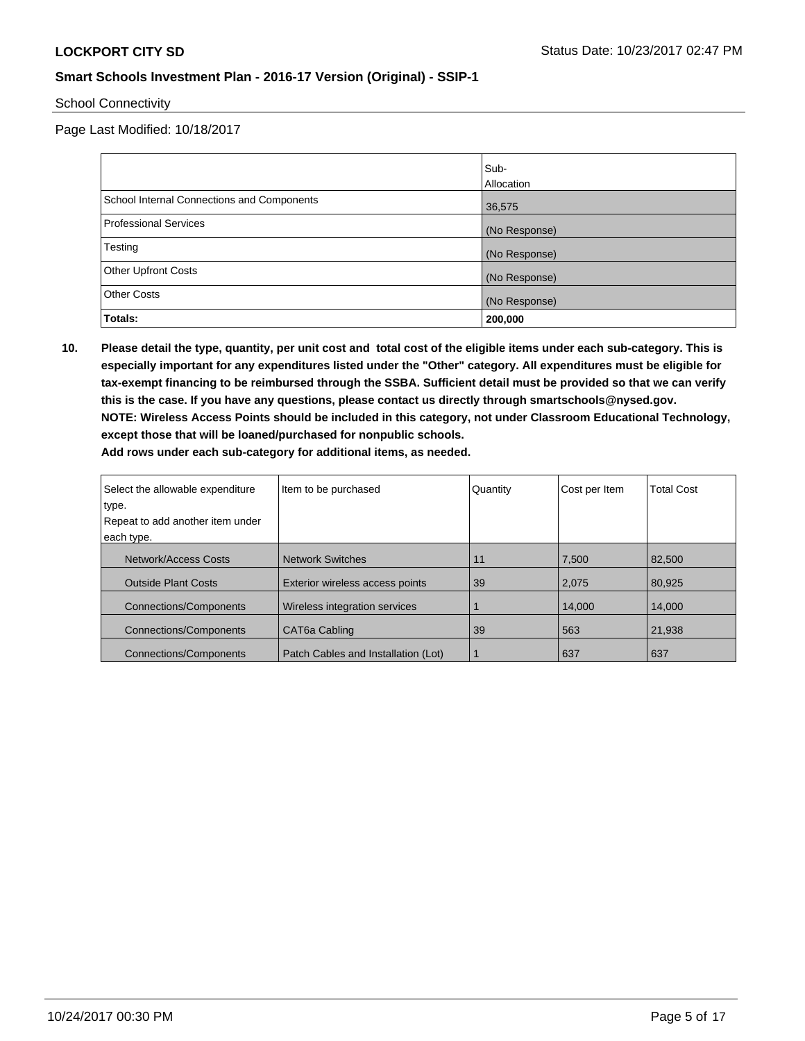School Connectivity

Page Last Modified: 10/18/2017

| | Sub-Allocation |
|---|---|
| School Internal Connections and Components | 36,575 |
| Professional Services | (No Response) |
| Testing | (No Response) |
| Other Upfront Costs | (No Response) |
| Other Costs | (No Response) |
| **Totals:** | **200,000** |

**10. Please detail the type, quantity, per unit cost and total cost of the eligible items under each sub-category. This is especially important for any expenditures listed under the "Other" category. All expenditures must be eligible for tax-exempt financing to be reimbursed through the SSBA. Sufficient detail must be provided so that we can verify this is the case. If you have any questions, please contact us directly through smartschools@nysed.gov.**
**NOTE: Wireless Access Points should be included in this category, not under Classroom Educational Technology, except those that will be loaned/purchased for nonpublic schools.**
**Add rows under each sub-category for additional items, as needed.**

| Select the allowable expenditure type. Repeat to add another item under each type. | Item to be purchased | Quantity | Cost per Item | Total Cost |
|---|---|---|---|---|
| Network/Access Costs | Network Switches | 11 | 7,500 | 82,500 |
| Outside Plant Costs | Exterior wireless access points | 39 | 2,075 | 80,925 |
| Connections/Components | Wireless integration services | 1 | 14,000 | 14,000 |
| Connections/Components | CAT6a Cabling | 39 | 563 | 21,938 |
| Connections/Components | Patch Cables and Installation (Lot) | 1 | 637 | 637 |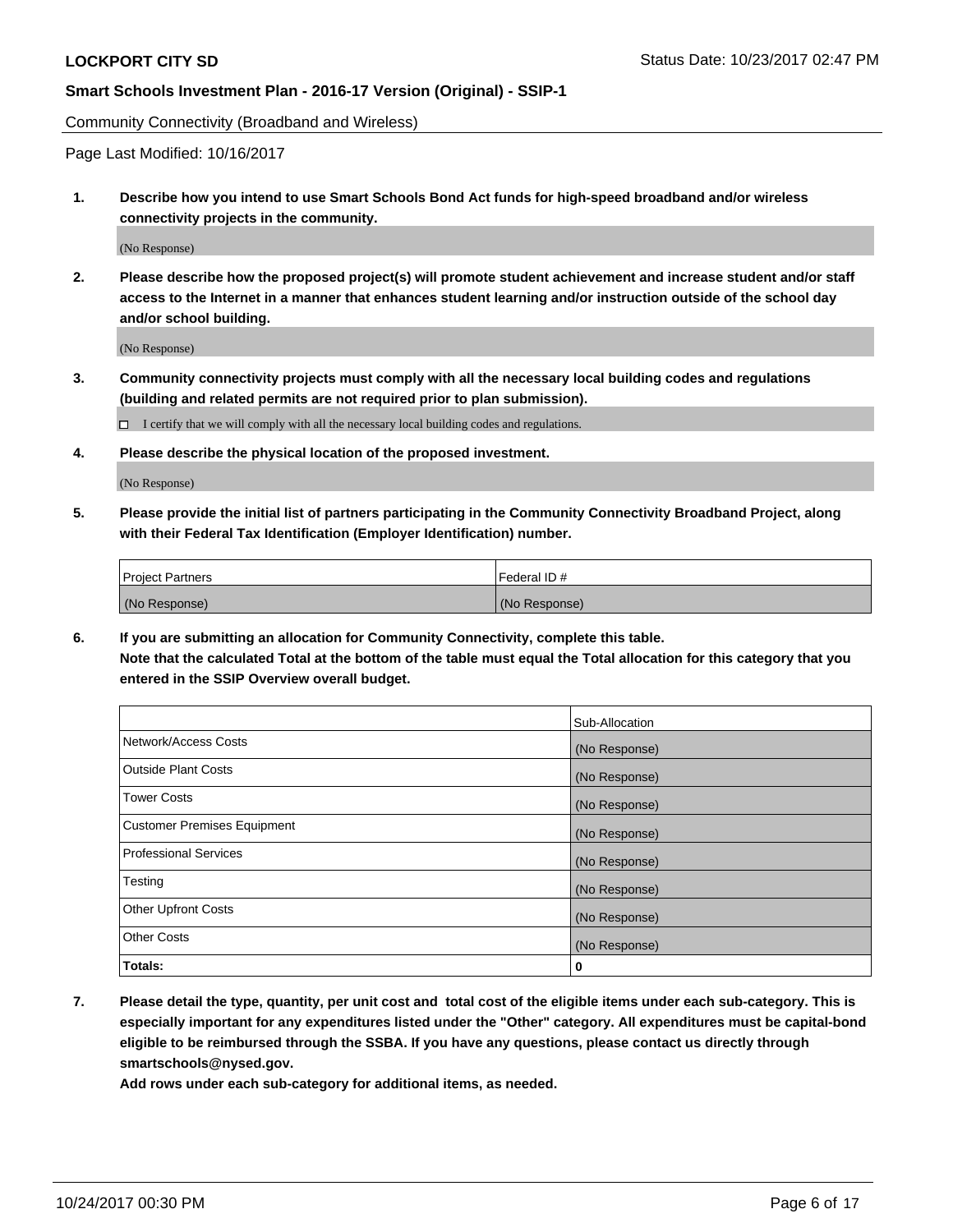Community Connectivity (Broadband and Wireless)

Page Last Modified: 10/16/2017

1. **Describe how you intend to use Smart Schools Bond Act funds for high-speed broadband and/or wireless connectivity projects in the community.**

   (No Response)

2. **Please describe how the proposed project(s) will promote student achievement and increase student and/or staff access to the Internet in a manner that enhances student learning and/or instruction outside of the school day and/or school building.**

   (No Response)

3. **Community connectivity projects must comply with all the necessary local building codes and regulations (building and related permits are not required prior to plan submission).**

   ☐ I certify that we will comply with all the necessary local building codes and regulations.

4. **Please describe the physical location of the proposed investment.**

   (No Response)

5. **Please provide the initial list of partners participating in the Community Connectivity Broadband Project, along with their Federal Tax Identification (Employer Identification) number.**

| Project Partners | Federal ID # |
| --- | --- |
| (No Response) | (No Response) |

6. **If you are submitting an allocation for Community Connectivity, complete this table.**
   **Note that the calculated Total at the bottom of the table must equal the Total allocation for this category that you entered in the SSIP Overview overall budget.**

| | Sub-Allocation |
| --- | --- |
| Network/Access Costs | (No Response) |
| Outside Plant Costs | (No Response) |
| Tower Costs | (No Response) |
| Customer Premises Equipment | (No Response) |
| Professional Services | (No Response) |
| Testing | (No Response) |
| Other Upfront Costs | (No Response) |
| Other Costs | (No Response) |
| **Totals:** | **0** |

7. **Please detail the type, quantity, per unit cost and total cost of the eligible items under each sub-category. This is especially important for any expenditures listed under the "Other" category. All expenditures must be capital-bond eligible to be reimbursed through the SSBA. If you have any questions, please contact us directly through smartschools@nysed.gov.**

   **Add rows under each sub-category for additional items, as needed.**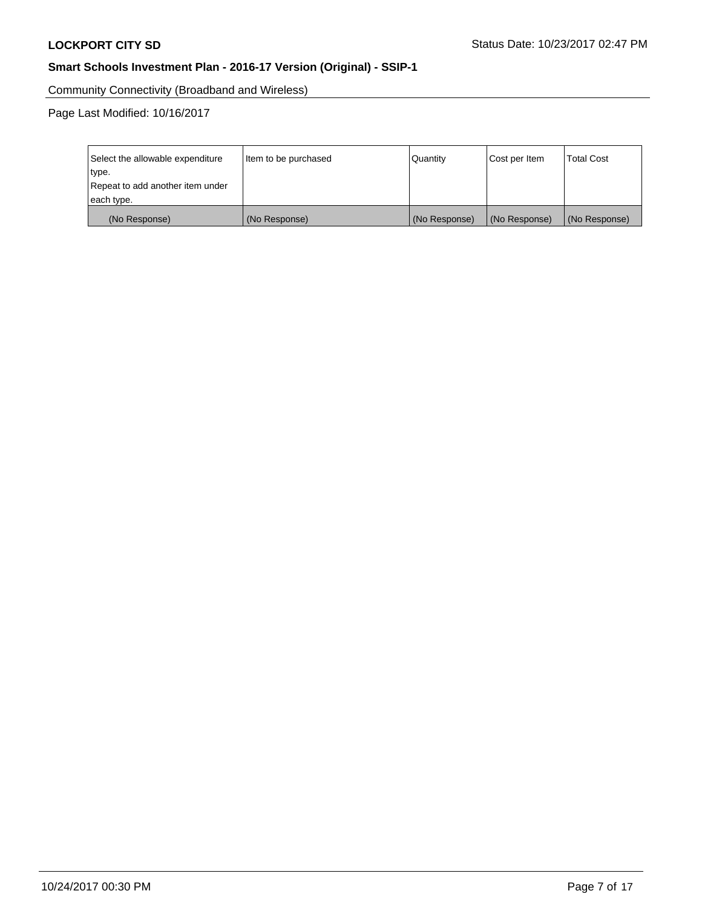Community Connectivity (Broadband and Wireless)

Page Last Modified: 10/16/2017

| Select the allowable expenditure type.<br>Repeat to add another item under each type. | Item to be purchased | Quantity | Cost per Item | Total Cost |
|---|---|---|---|---|
| (No Response) | (No Response) | (No Response) | (No Response) | (No Response) |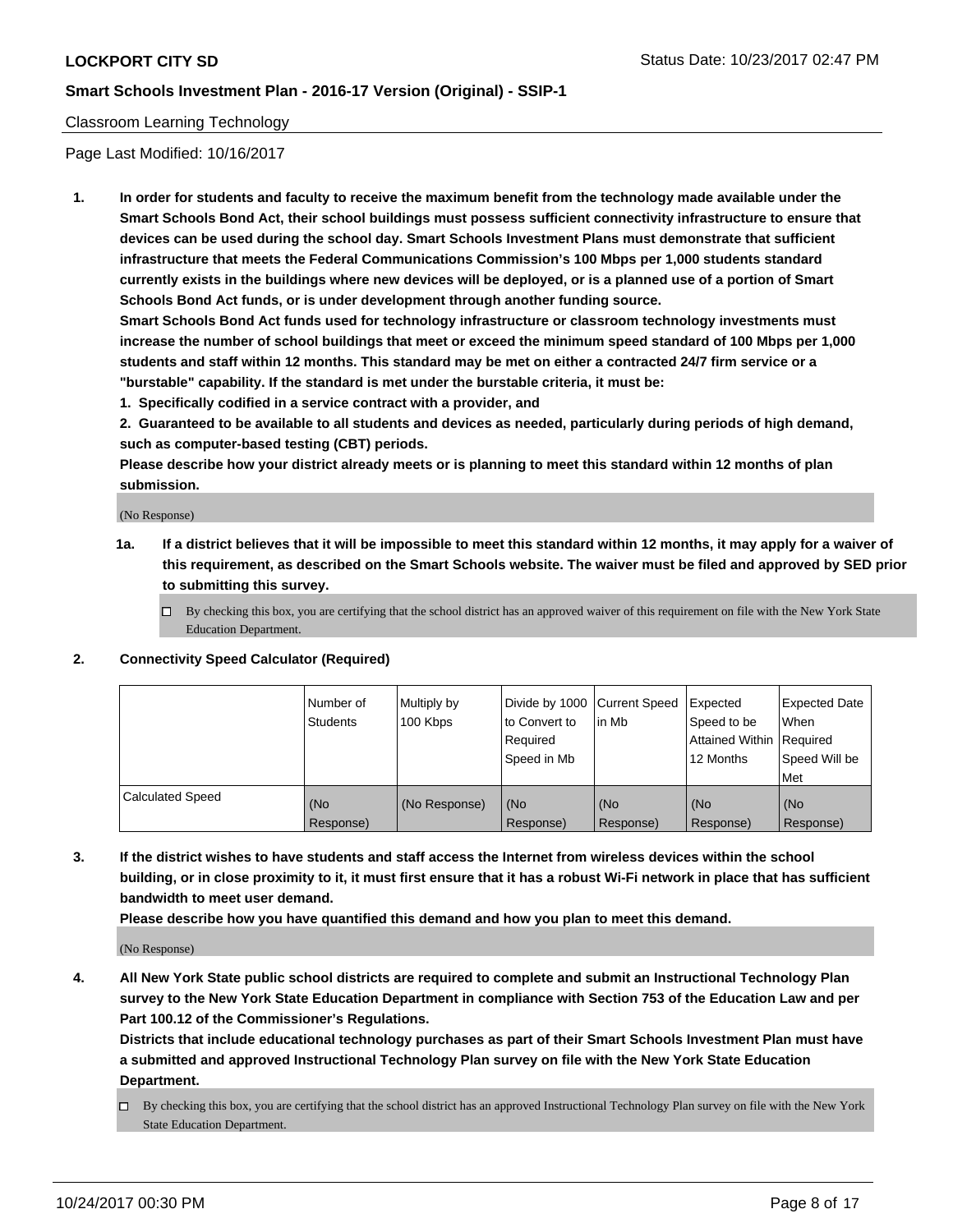## Classroom Learning Technology

Page Last Modified: 10/16/2017

**1. In order for students and faculty to receive the maximum benefit from the technology made available under the Smart Schools Bond Act, their school buildings must possess sufficient connectivity infrastructure to ensure that devices can be used during the school day. Smart Schools Investment Plans must demonstrate that sufficient infrastructure that meets the Federal Communications Commission's 100 Mbps per 1,000 students standard currently exists in the buildings where new devices will be deployed, or is a planned use of a portion of Smart Schools Bond Act funds, or is under development through another funding source.**

**Smart Schools Bond Act funds used for technology infrastructure or classroom technology investments must increase the number of school buildings that meet or exceed the minimum speed standard of 100 Mbps per 1,000 students and staff within 12 months. This standard may be met on either a contracted 24/7 firm service or a "burstable" capability. If the standard is met under the burstable criteria, it must be:**

**1. Specifically codified in a service contract with a provider, and**

**2. Guaranteed to be available to all students and devices as needed, particularly during periods of high demand, such as computer-based testing (CBT) periods.**

**Please describe how your district already meets or is planning to meet this standard within 12 months of plan submission.**

(No Response)

**1a. If a district believes that it will be impossible to meet this standard within 12 months, it may apply for a waiver of this requirement, as described on the Smart Schools website. The waiver must be filed and approved by SED prior to submitting this survey.**

☐ By checking this box, you are certifying that the school district has an approved waiver of this requirement on file with the New York State Education Department.

**2. Connectivity Speed Calculator (Required)**

| | Number of Students | Multiply by 100 Kbps | Divide by 1000 to Convert to Required Speed in Mb | Current Speed in Mb | Expected Speed to be Attained Within 12 Months | Expected Date When Required Speed Will be Met |
|---|---|---|---|---|---|---|
| Calculated Speed | (No Response) | (No Response) | (No Response) | (No Response) | (No Response) | (No Response) |

**3. If the district wishes to have students and staff access the Internet from wireless devices within the school building, or in close proximity to it, it must first ensure that it has a robust Wi-Fi network in place that has sufficient bandwidth to meet user demand.**

**Please describe how you have quantified this demand and how you plan to meet this demand.**

(No Response)

**4. All New York State public school districts are required to complete and submit an Instructional Technology Plan survey to the New York State Education Department in compliance with Section 753 of the Education Law and per Part 100.12 of the Commissioner's Regulations.**

**Districts that include educational technology purchases as part of their Smart Schools Investment Plan must have a submitted and approved Instructional Technology Plan survey on file with the New York State Education Department.**

☐ By checking this box, you are certifying that the school district has an approved Instructional Technology Plan survey on file with the New York State Education Department.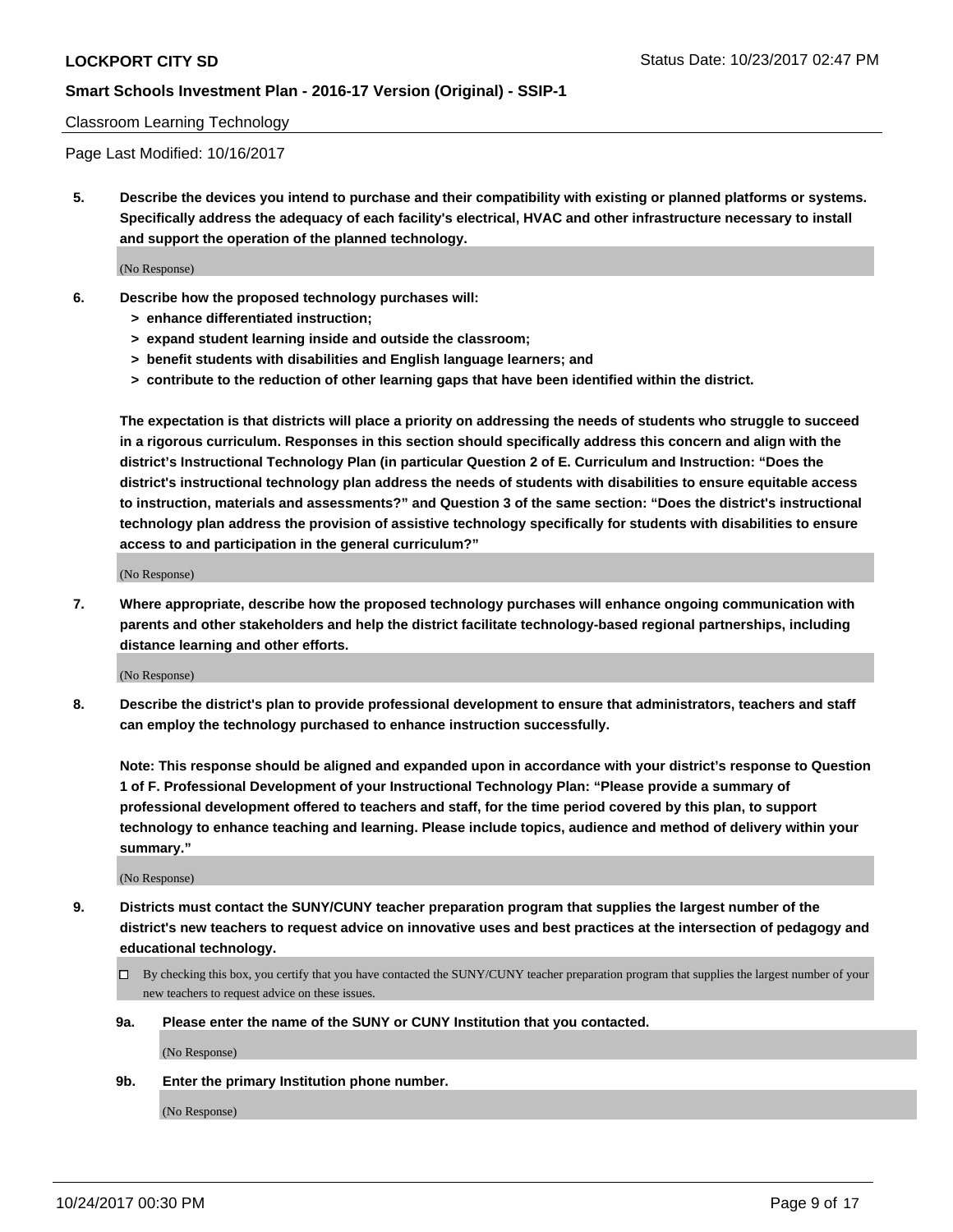Classroom Learning Technology

Page Last Modified: 10/16/2017

**5. Describe the devices you intend to purchase and their compatibility with existing or planned platforms or systems. Specifically address the adequacy of each facility's electrical, HVAC and other infrastructure necessary to install and support the operation of the planned technology.**

(No Response)

**6. Describe how the proposed technology purchases will:**
- **> enhance differentiated instruction;**
- **> expand student learning inside and outside the classroom;**
- **> benefit students with disabilities and English language learners; and**
- **> contribute to the reduction of other learning gaps that have been identified within the district.**

**The expectation is that districts will place a priority on addressing the needs of students who struggle to succeed in a rigorous curriculum. Responses in this section should specifically address this concern and align with the district's Instructional Technology Plan (in particular Question 2 of E. Curriculum and Instruction: "Does the district's instructional technology plan address the needs of students with disabilities to ensure equitable access to instruction, materials and assessments?" and Question 3 of the same section: "Does the district's instructional technology plan address the provision of assistive technology specifically for students with disabilities to ensure access to and participation in the general curriculum?"**

(No Response)

**7. Where appropriate, describe how the proposed technology purchases will enhance ongoing communication with parents and other stakeholders and help the district facilitate technology-based regional partnerships, including distance learning and other efforts.**

(No Response)

**8. Describe the district's plan to provide professional development to ensure that administrators, teachers and staff can employ the technology purchased to enhance instruction successfully.**

**Note: This response should be aligned and expanded upon in accordance with your district's response to Question 1 of F. Professional Development of your Instructional Technology Plan: "Please provide a summary of professional development offered to teachers and staff, for the time period covered by this plan, to support technology to enhance teaching and learning. Please include topics, audience and method of delivery within your summary."**

(No Response)

**9. Districts must contact the SUNY/CUNY teacher preparation program that supplies the largest number of the district's new teachers to request advice on innovative uses and best practices at the intersection of pedagogy and educational technology.**

☐ By checking this box, you certify that you have contacted the SUNY/CUNY teacher preparation program that supplies the largest number of your new teachers to request advice on these issues.

**9a. Please enter the name of the SUNY or CUNY Institution that you contacted.**

(No Response)

**9b. Enter the primary Institution phone number.**

(No Response)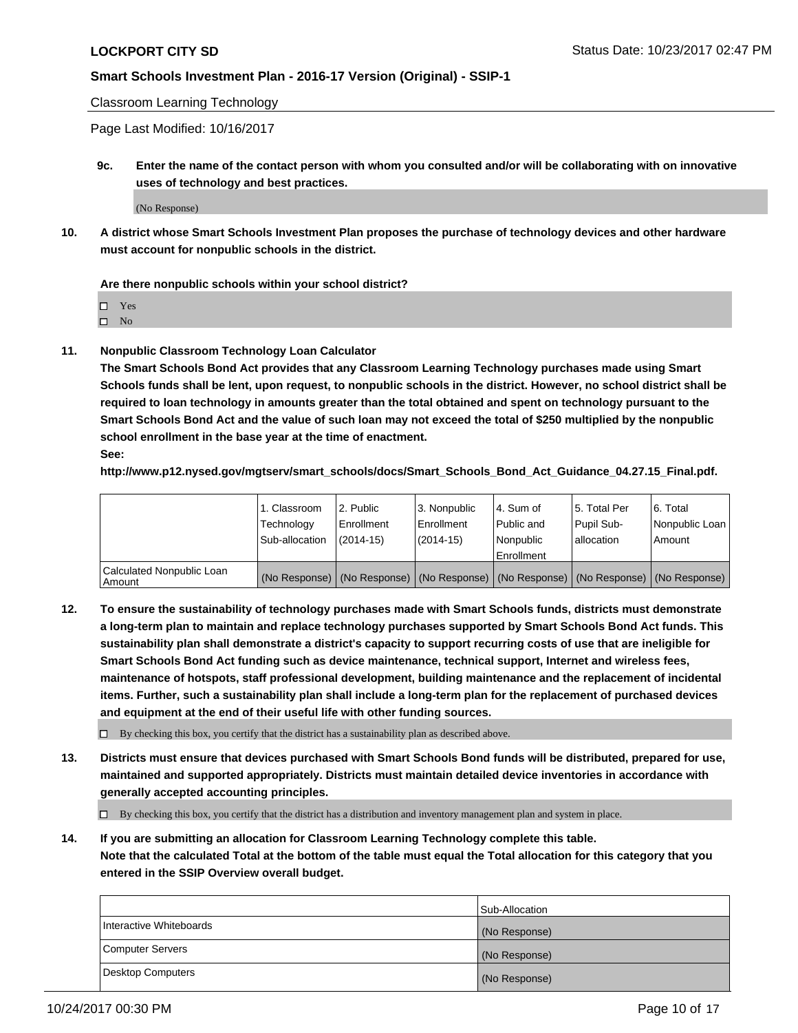Classroom Learning Technology

Page Last Modified: 10/16/2017

**9c. Enter the name of the contact person with whom you consulted and/or will be collaborating with on innovative uses of technology and best practices.**

(No Response)

**10. A district whose Smart Schools Investment Plan proposes the purchase of technology devices and other hardware must account for nonpublic schools in the district.**

**Are there nonpublic schools within your school district?**

- ☐ Yes
- ☐ No

**11. Nonpublic Classroom Technology Loan Calculator**

**The Smart Schools Bond Act provides that any Classroom Learning Technology purchases made using Smart Schools funds shall be lent, upon request, to nonpublic schools in the district. However, no school district shall be required to loan technology in amounts greater than the total obtained and spent on technology pursuant to the Smart Schools Bond Act and the value of such loan may not exceed the total of $250 multiplied by the nonpublic school enrollment in the base year at the time of enactment.**

**See:**

**http://www.p12.nysed.gov/mgtserv/smart_schools/docs/Smart_Schools_Bond_Act_Guidance_04.27.15_Final.pdf.**

| | 1. Classroom Technology Sub-allocation | 2. Public Enrollment (2014-15) | 3. Nonpublic Enrollment (2014-15) | 4. Sum of Public and Nonpublic Enrollment | 5. Total Per Pupil Sub-allocation | 6. Total Nonpublic Loan Amount |
|---|---|---|---|---|---|---|
| Calculated Nonpublic Loan Amount | (No Response) | (No Response) | (No Response) | (No Response) | (No Response) | (No Response) |

**12. To ensure the sustainability of technology purchases made with Smart Schools funds, districts must demonstrate a long-term plan to maintain and replace technology purchases supported by Smart Schools Bond Act funds. This sustainability plan shall demonstrate a district's capacity to support recurring costs of use that are ineligible for Smart Schools Bond Act funding such as device maintenance, technical support, Internet and wireless fees, maintenance of hotspots, staff professional development, building maintenance and the replacement of incidental items. Further, such a sustainability plan shall include a long-term plan for the replacement of purchased devices and equipment at the end of their useful life with other funding sources.**

☐ By checking this box, you certify that the district has a sustainability plan as described above.

**13. Districts must ensure that devices purchased with Smart Schools Bond funds will be distributed, prepared for use, maintained and supported appropriately. Districts must maintain detailed device inventories in accordance with generally accepted accounting principles.**

☐ By checking this box, you certify that the district has a distribution and inventory management plan and system in place.

**14. If you are submitting an allocation for Classroom Learning Technology complete this table. Note that the calculated Total at the bottom of the table must equal the Total allocation for this category that you entered in the SSIP Overview overall budget.**

| | Sub-Allocation |
|---|---|
| Interactive Whiteboards | (No Response) |
| Computer Servers | (No Response) |
| Desktop Computers | (No Response) |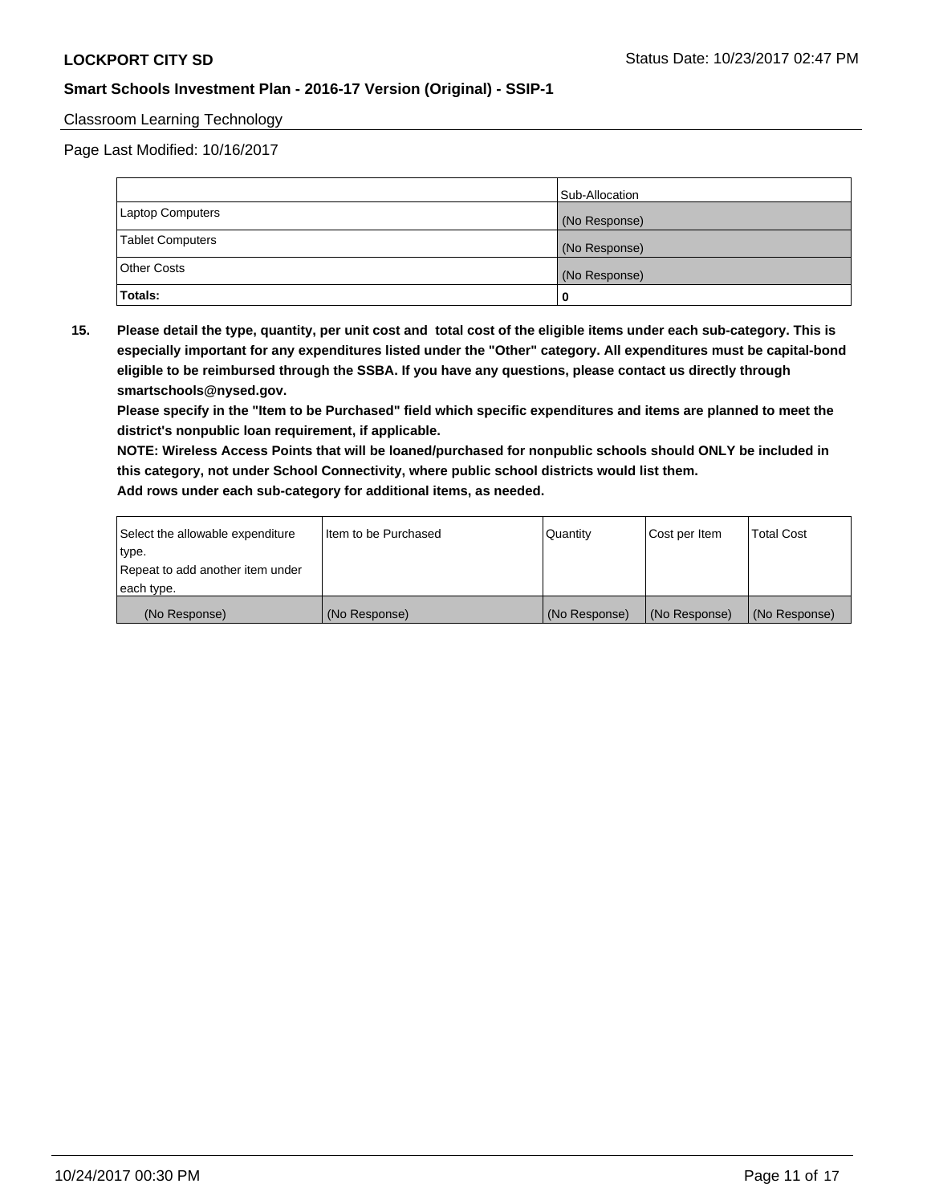Classroom Learning Technology

Page Last Modified: 10/16/2017

| | Sub-Allocation |
|---|---|
| Laptop Computers | (No Response) |
| Tablet Computers | (No Response) |
| Other Costs | (No Response) |
| **Totals:** | **0** |

**15. Please detail the type, quantity, per unit cost and total cost of the eligible items under each sub-category. This is especially important for any expenditures listed under the "Other" category. All expenditures must be capital-bond eligible to be reimbursed through the SSBA. If you have any questions, please contact us directly through smartschools@nysed.gov.**

**Please specify in the "Item to be Purchased" field which specific expenditures and items are planned to meet the district's nonpublic loan requirement, if applicable.**

**NOTE: Wireless Access Points that will be loaned/purchased for nonpublic schools should ONLY be included in this category, not under School Connectivity, where public school districts would list them.**

**Add rows under each sub-category for additional items, as needed.**

| Select the allowable expenditure type. Repeat to add another item under each type. | Item to be Purchased | Quantity | Cost per Item | Total Cost |
|---|---|---|---|---|
| (No Response) | (No Response) | (No Response) | (No Response) | (No Response) |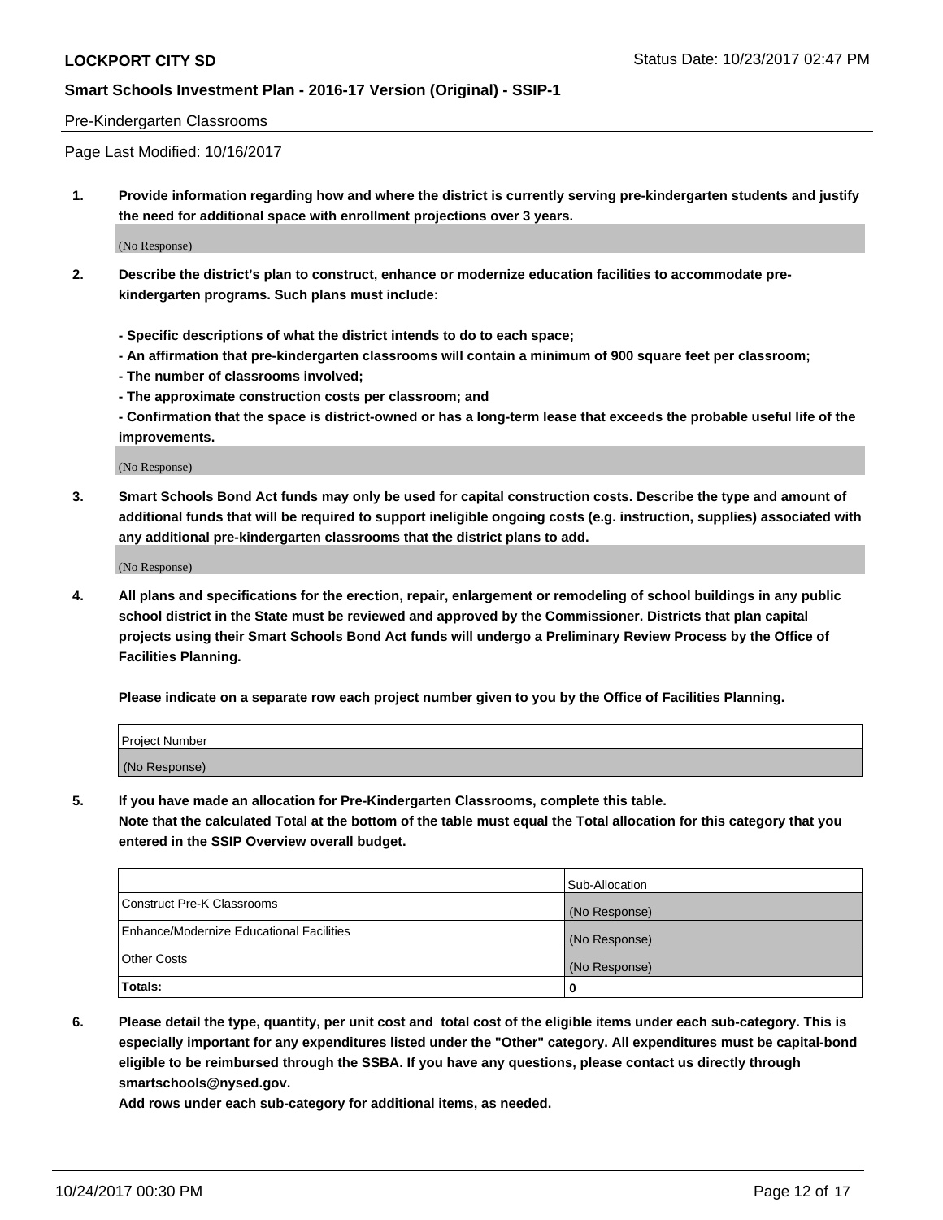Pre-Kindergarten Classrooms

Page Last Modified: 10/16/2017

1. **Provide information regarding how and where the district is currently serving pre-kindergarten students and justify the need for additional space with enrollment projections over 3 years.**

   (No Response)

2. **Describe the district's plan to construct, enhance or modernize education facilities to accommodate pre-kindergarten programs. Such plans must include:**

   **- Specific descriptions of what the district intends to do to each space;**
   **- An affirmation that pre-kindergarten classrooms will contain a minimum of 900 square feet per classroom;**
   **- The number of classrooms involved;**
   **- The approximate construction costs per classroom; and**
   **- Confirmation that the space is district-owned or has a long-term lease that exceeds the probable useful life of the improvements.**

   (No Response)

3. **Smart Schools Bond Act funds may only be used for capital construction costs. Describe the type and amount of additional funds that will be required to support ineligible ongoing costs (e.g. instruction, supplies) associated with any additional pre-kindergarten classrooms that the district plans to add.**

   (No Response)

4. **All plans and specifications for the erection, repair, enlargement or remodeling of school buildings in any public school district in the State must be reviewed and approved by the Commissioner. Districts that plan capital projects using their Smart Schools Bond Act funds will undergo a Preliminary Review Process by the Office of Facilities Planning.**

   **Please indicate on a separate row each project number given to you by the Office of Facilities Planning.**

| Project Number |
| --- |
| (No Response) |

5. **If you have made an allocation for Pre-Kindergarten Classrooms, complete this table.**
   **Note that the calculated Total at the bottom of the table must equal the Total allocation for this category that you entered in the SSIP Overview overall budget.**

| | Sub-Allocation |
| --- | --- |
| Construct Pre-K Classrooms | (No Response) |
| Enhance/Modernize Educational Facilities | (No Response) |
| Other Costs | (No Response) |
| **Totals:** | **0** |

6. **Please detail the type, quantity, per unit cost and total cost of the eligible items under each sub-category. This is especially important for any expenditures listed under the "Other" category. All expenditures must be capital-bond eligible to be reimbursed through the SSBA. If you have any questions, please contact us directly through smartschools@nysed.gov.**

   **Add rows under each sub-category for additional items, as needed.**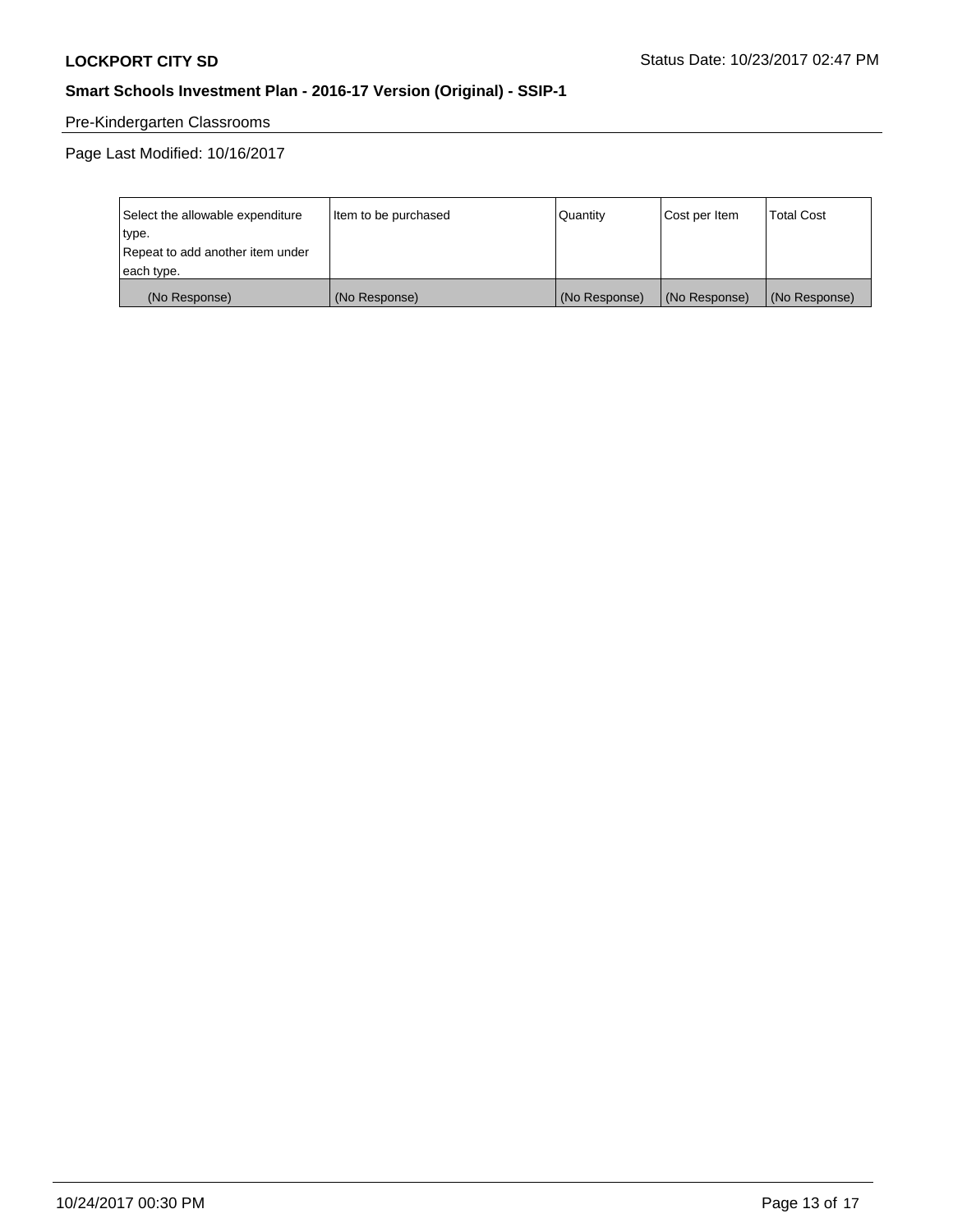Pre-Kindergarten Classrooms

Page Last Modified: 10/16/2017

| Select the allowable expenditure type. Repeat to add another item under each type. | Item to be purchased | Quantity | Cost per Item | Total Cost |
|---|---|---|---|---|
| (No Response) | (No Response) | (No Response) | (No Response) | (No Response) |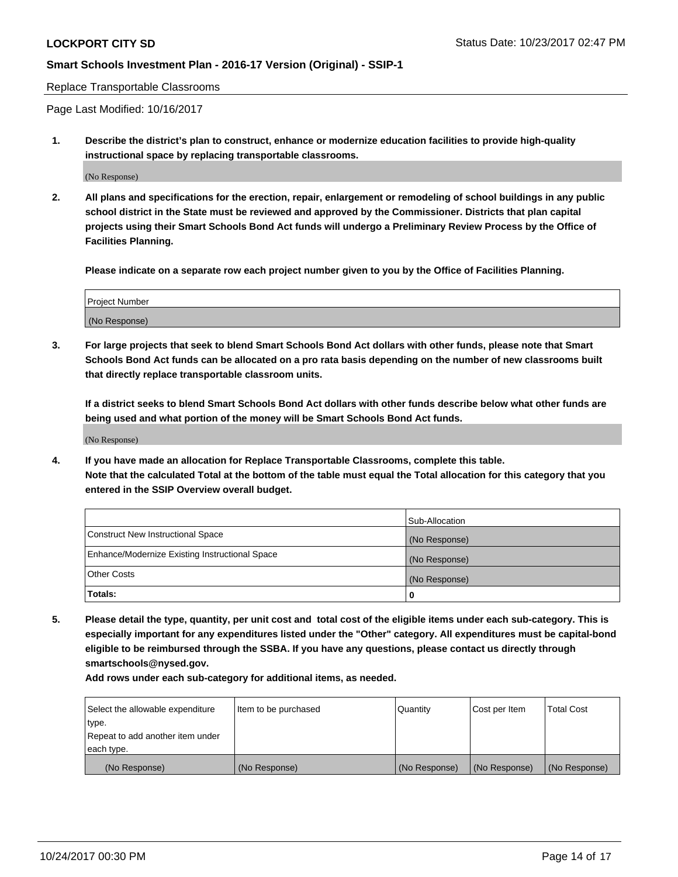## Replace Transportable Classrooms

Page Last Modified: 10/16/2017

**1. Describe the district's plan to construct, enhance or modernize education facilities to provide high-quality instructional space by replacing transportable classrooms.**

(No Response)

**2. All plans and specifications for the erection, repair, enlargement or remodeling of school buildings in any public school district in the State must be reviewed and approved by the Commissioner. Districts that plan capital projects using their Smart Schools Bond Act funds will undergo a Preliminary Review Process by the Office of Facilities Planning.**

**Please indicate on a separate row each project number given to you by the Office of Facilities Planning.**

| Project Number |
| --- |
| (No Response) |

**3. For large projects that seek to blend Smart Schools Bond Act dollars with other funds, please note that Smart Schools Bond Act funds can be allocated on a pro rata basis depending on the number of new classrooms built that directly replace transportable classroom units.**

**If a district seeks to blend Smart Schools Bond Act dollars with other funds describe below what other funds are being used and what portion of the money will be Smart Schools Bond Act funds.**

(No Response)

**4. If you have made an allocation for Replace Transportable Classrooms, complete this table. Note that the calculated Total at the bottom of the table must equal the Total allocation for this category that you entered in the SSIP Overview overall budget.**

| | Sub-Allocation |
| --- | --- |
| Construct New Instructional Space | (No Response) |
| Enhance/Modernize Existing Instructional Space | (No Response) |
| Other Costs | (No Response) |
| **Totals:** | **0** |

**5. Please detail the type, quantity, per unit cost and total cost of the eligible items under each sub-category. This is especially important for any expenditures listed under the "Other" category. All expenditures must be capital-bond eligible to be reimbursed through the SSBA. If you have any questions, please contact us directly through smartschools@nysed.gov.**

**Add rows under each sub-category for additional items, as needed.**

| Select the allowable expenditure type. Repeat to add another item under each type. | Item to be purchased | Quantity | Cost per Item | Total Cost |
| --- | --- | --- | --- | --- |
| (No Response) | (No Response) | (No Response) | (No Response) | (No Response) |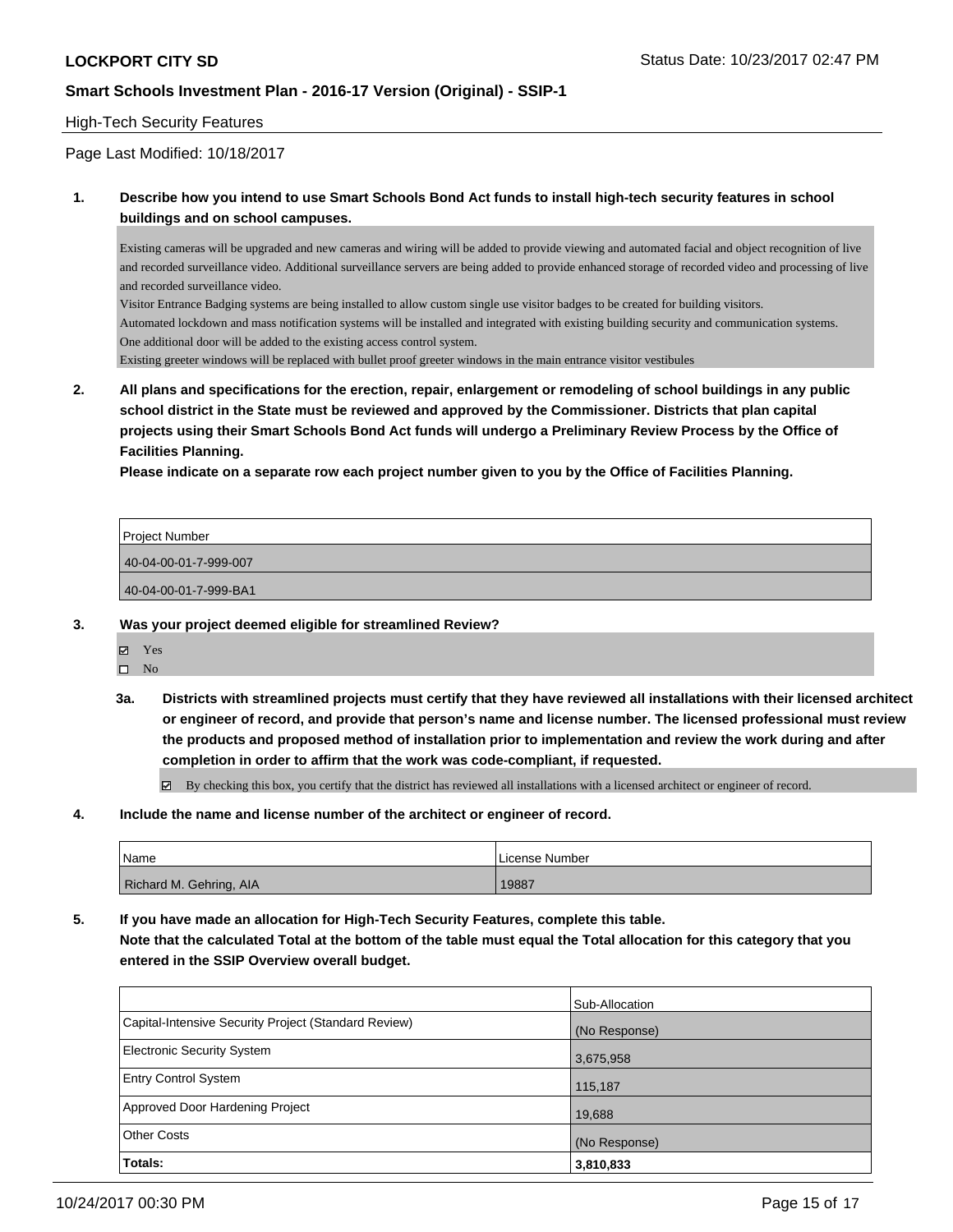## High-Tech Security Features

Page Last Modified: 10/18/2017

**1. Describe how you intend to use Smart Schools Bond Act funds to install high-tech security features in school buildings and on school campuses.**

Existing cameras will be upgraded and new cameras and wiring will be added to provide viewing and automated facial and object recognition of live and recorded surveillance video. Additional surveillance servers are being added to provide enhanced storage of recorded video and processing of live and recorded surveillance video.
Visitor Entrance Badging systems are being installed to allow custom single use visitor badges to be created for building visitors.
Automated lockdown and mass notification systems will be installed and integrated with existing building security and communication systems.
One additional door will be added to the existing access control system.
Existing greeter windows will be replaced with bullet proof greeter windows in the main entrance visitor vestibules

**2. All plans and specifications for the erection, repair, enlargement or remodeling of school buildings in any public school district in the State must be reviewed and approved by the Commissioner. Districts that plan capital projects using their Smart Schools Bond Act funds will undergo a Preliminary Review Process by the Office of Facilities Planning.**

**Please indicate on a separate row each project number given to you by the Office of Facilities Planning.**

| Project Number |
|---|
| 40-04-00-01-7-999-007 |
| 40-04-00-01-7-999-BA1 |

**3. Was your project deemed eligible for streamlined Review?**

- ☑ Yes
- ☐ No

**3a. Districts with streamlined projects must certify that they have reviewed all installations with their licensed architect or engineer of record, and provide that person's name and license number. The licensed professional must review the products and proposed method of installation prior to implementation and review the work during and after completion in order to affirm that the work was code-compliant, if requested.**

- ☑ By checking this box, you certify that the district has reviewed all installations with a licensed architect or engineer of record.

**4. Include the name and license number of the architect or engineer of record.**

| Name | License Number |
|---|---|
| Richard M. Gehring, AIA | 19887 |

**5. If you have made an allocation for High-Tech Security Features, complete this table.**
**Note that the calculated Total at the bottom of the table must equal the Total allocation for this category that you entered in the SSIP Overview overall budget.**

| | Sub-Allocation |
|---|---|
| Capital-Intensive Security Project (Standard Review) | (No Response) |
| Electronic Security System | 3,675,958 |
| Entry Control System | 115,187 |
| Approved Door Hardening Project | 19,688 |
| Other Costs | (No Response) |
| **Totals:** | **3,810,833** |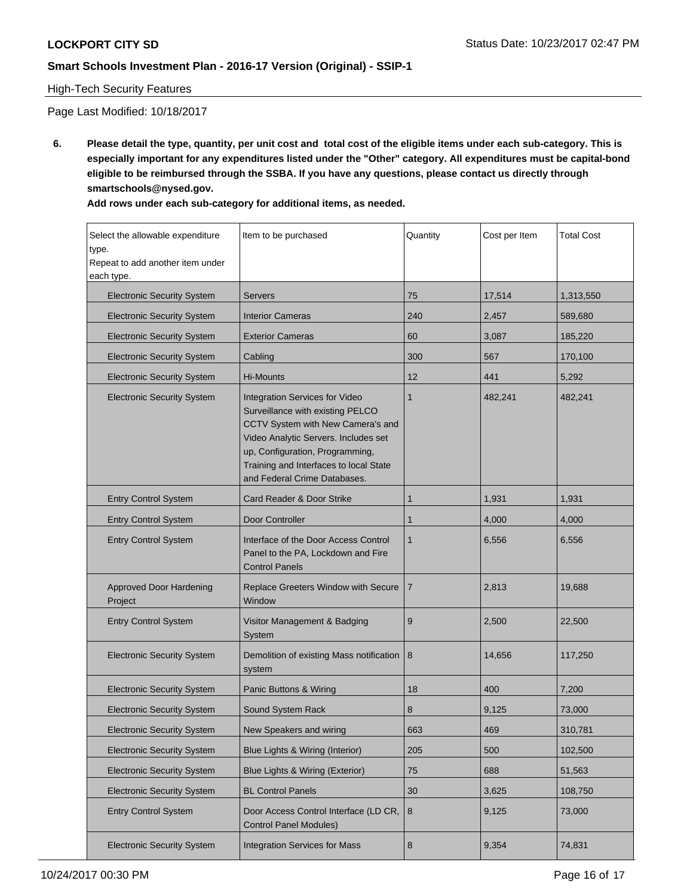**LOCKPORT CITY SD** Status Date: 10/23/2017 02:47 PM

**Smart Schools Investment Plan - 2016-17 Version (Original) - SSIP-1**

High-Tech Security Features

Page Last Modified: 10/18/2017

**6. Please detail the type, quantity, per unit cost and total cost of the eligible items under each sub-category. This is especially important for any expenditures listed under the "Other" category. All expenditures must be capital-bond eligible to be reimbursed through the SSBA. If you have any questions, please contact us directly through smartschools@nysed.gov.**

**Add rows under each sub-category for additional items, as needed.**

| Select the allowable expenditure type. Repeat to add another item under each type. | Item to be purchased | Quantity | Cost per Item | Total Cost |
|---|---|---|---|---|
| Electronic Security System | Servers | 75 | 17,514 | 1,313,550 |
| Electronic Security System | Interior Cameras | 240 | 2,457 | 589,680 |
| Electronic Security System | Exterior Cameras | 60 | 3,087 | 185,220 |
| Electronic Security System | Cabling | 300 | 567 | 170,100 |
| Electronic Security System | Hi-Mounts | 12 | 441 | 5,292 |
| Electronic Security System | Integration Services for Video Surveillance with existing PELCO CCTV System with New Camera's and Video Analytic Servers. Includes set up, Configuration, Programming, Training and Interfaces to local State and Federal Crime Databases. | 1 | 482,241 | 482,241 |
| Entry Control System | Card Reader & Door Strike | 1 | 1,931 | 1,931 |
| Entry Control System | Door Controller | 1 | 4,000 | 4,000 |
| Entry Control System | Interface of the Door Access Control Panel to the PA, Lockdown and Fire Control Panels | 1 | 6,556 | 6,556 |
| Approved Door Hardening Project | Replace Greeters Window with Secure Window | 7 | 2,813 | 19,688 |
| Entry Control System | Visitor Management & Badging System | 9 | 2,500 | 22,500 |
| Electronic Security System | Demolition of existing Mass notification system | 8 | 14,656 | 117,250 |
| Electronic Security System | Panic Buttons & Wiring | 18 | 400 | 7,200 |
| Electronic Security System | Sound System Rack | 8 | 9,125 | 73,000 |
| Electronic Security System | New Speakers and wiring | 663 | 469 | 310,781 |
| Electronic Security System | Blue Lights & Wiring (Interior) | 205 | 500 | 102,500 |
| Electronic Security System | Blue Lights & Wiring (Exterior) | 75 | 688 | 51,563 |
| Electronic Security System | BL Control Panels | 30 | 3,625 | 108,750 |
| Entry Control System | Door Access Control Interface (LD CR, Control Panel Modules) | 8 | 9,125 | 73,000 |
| Electronic Security System | Integration Services for Mass | 8 | 9,354 | 74,831 |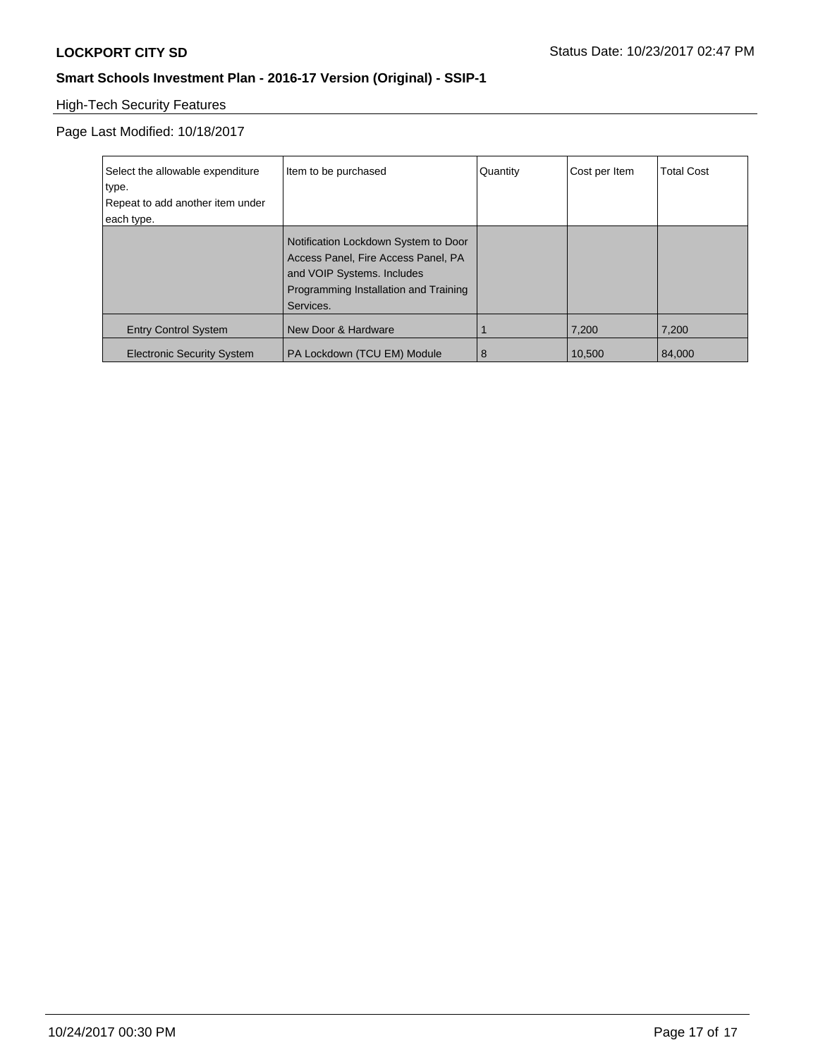High-Tech Security Features

Page Last Modified: 10/18/2017

| Select the allowable expenditure type. Repeat to add another item under each type. | Item to be purchased | Quantity | Cost per Item | Total Cost |
|---|---|---|---|---|
| | Notification Lockdown System to Door Access Panel, Fire Access Panel, PA and VOIP Systems. Includes Programming Installation and Training Services. | | | |
| Entry Control System | New Door & Hardware | 1 | 7,200 | 7,200 |
| Electronic Security System | PA Lockdown (TCU EM) Module | 8 | 10,500 | 84,000 |